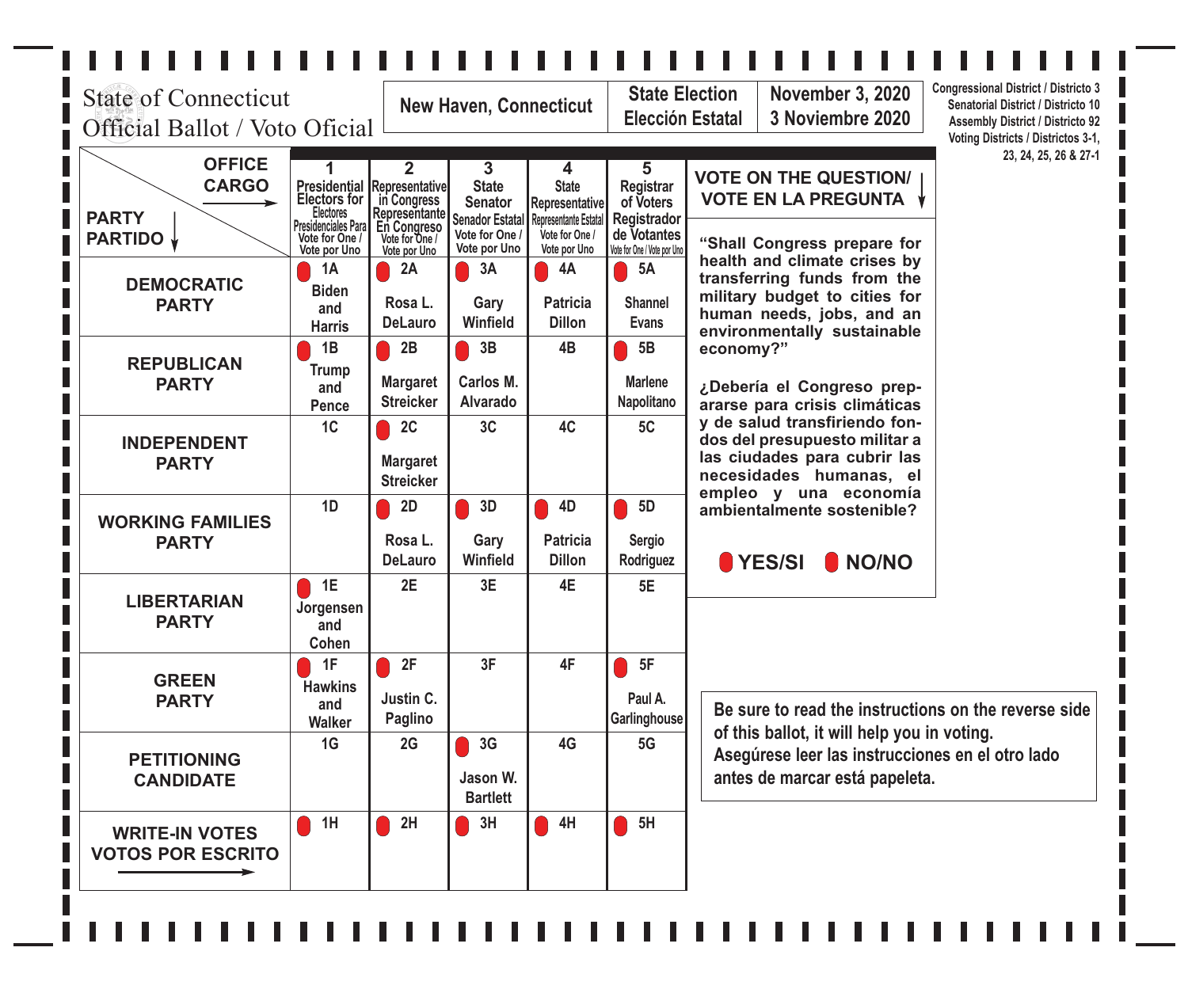# State of Connecticut
# Official Ballot / Voto Oficial

**New Haven, Connecticut**

**State Election / Elección Estatal**

**November 3, 2020 / 3 Noviembre 2020**

Congressional District / Districto 3
Senatorial District / Districto 10
Assembly District / Districto 92
Voting Districts / Districtos 3-1, 23, 24, 25, 26 & 27-1

| OFFICE / CARGO → <br> PARTY / PARTIDO ↓ | 1 <br> Presidential Electors for <br> Electores Presidenciales Para <br> Vote for One / Vote por Uno | 2 <br> Representative in Congress <br> Representante En Congreso <br> Vote for One / Vote por Uno | 3 <br> State Senator <br> Senador Estatal <br> Vote for One / Vote por Uno | 4 <br> State Representative <br> Representante Estatal <br> Vote for One / Vote por Uno | 5 <br> Registrar of Voters <br> Registrador de Votantes <br> Vote for One / Vote por Uno |
|---|---|---|---|---|---|
| DEMOCRATIC PARTY | 1A Biden and Harris | 2A Rosa L. DeLauro | 3A Gary Winfield | 4A Patricia Dillon | 5A Shannel Evans |
| REPUBLICAN PARTY | 1B Trump and Pence | 2B Margaret Streicker | 3B Carlos M. Alvarado | 4B | 5B Marlene Napolitano |
| INDEPENDENT PARTY | 1C | 2C Margaret Streicker | 3C | 4C | 5C |
| WORKING FAMILIES PARTY | 1D | 2D Rosa L. DeLauro | 3D Gary Winfield | 4D Patricia Dillon | 5D Sergio Rodriguez |
| LIBERTARIAN PARTY | 1E Jorgensen and Cohen | 2E | 3E | 4E | 5E |
| GREEN PARTY | 1F Hawkins and Walker | 2F Justin C. Paglino | 3F | 4F | 5F Paul A. Garlinghouse |
| PETITIONING CANDIDATE | 1G | 2G | 3G Jason W. Bartlett | 4G | 5G |
| WRITE-IN VOTES / VOTOS POR ESCRITO → | 1H | 2H | 3H | 4H | 5H |

## VOTE ON THE QUESTION/ VOTE EN LA PREGUNTA

**"Shall Congress prepare for health and climate crises by transferring funds from the military budget to cities for human needs, jobs, and an environmentally sustainable economy?"**

**¿Debería el Congreso prepararse para crisis climáticas y de salud transfiriendo fondos del presupuesto militar a las ciudades para cubrir las necesidades humanas, el empleo y una economía ambientalmente sostenible?**

**YES/SI** **NO/NO**

**Be sure to read the instructions on the reverse side of this ballot, it will help you in voting.**
**Asegúrese leer las instrucciones en el otro lado antes de marcar está papeleta.**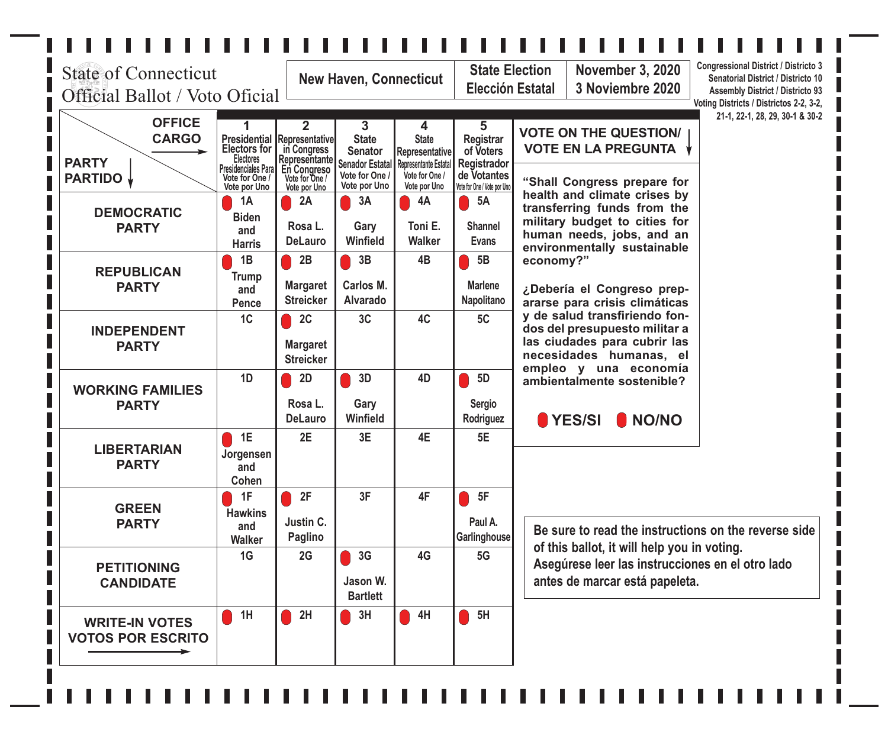State of Connecticut
Official Ballot / Voto Oficial

| New Haven, Connecticut | State Election / Elección Estatal | November 3, 2020 / 3 Noviembre 2020 |
|---|---|---|

Congressional District / Districto 3
Senatorial District / Districto 10
Assembly District / Districto 93
Voting Districts / Districtos 2-2, 3-2, 21-1, 22-1, 28, 29, 30-1 & 30-2

| OFFICE / CARGO → PARTY / PARTIDO ↓ | 1 Presidential Electors for / Electores Presidenciales Para / Vote for One / Vote por Uno | 2 Representative in Congress / Representante En Congreso / Vote for One / Vote por Uno | 3 State Senator / Senador Estatal / Vote for One / Vote por Uno | 4 State Representative / Representante Estatal / Vote for One / Vote por Uno | 5 Registrar of Voters / Registrador de Votantes / Vote for One / Vote por Uno |
|---|---|---|---|---|---|
| DEMOCRATIC PARTY | 1A Biden and Harris | 2A Rosa L. DeLauro | 3A Gary Winfield | 4A Toni E. Walker | 5A Shannel Evans |
| REPUBLICAN PARTY | 1B Trump and Pence | 2B Margaret Streicker | 3B Carlos M. Alvarado | 4B | 5B Marlene Napolitano |
| INDEPENDENT PARTY | 1C | 2C Margaret Streicker | 3C | 4C | 5C |
| WORKING FAMILIES PARTY | 1D | 2D Rosa L. DeLauro | 3D Gary Winfield | 4D | 5D Sergio Rodriguez |
| LIBERTARIAN PARTY | 1E Jorgensen and Cohen | 2E | 3E | 4E | 5E |
| GREEN PARTY | 1F Hawkins and Walker | 2F Justin C. Paglino | 3F | 4F | 5F Paul A. Garlinghouse |
| PETITIONING CANDIDATE | 1G | 2G | 3G Jason W. Bartlett | 4G | 5G |
| WRITE-IN VOTES / VOTOS POR ESCRITO → | 1H | 2H | 3H | 4H | 5H |

**VOTE ON THE QUESTION/ VOTE EN LA PREGUNTA**

**"Shall Congress prepare for health and climate crises by transferring funds from the military budget to cities for human needs, jobs, and an environmentally sustainable economy?"**

**¿Debería el Congreso prepararse para crisis climáticas y de salud transfiriendo fondos del presupuesto militar a las ciudades para cubrir las necesidades humanas, el empleo y una economía ambientalmente sostenible?**

**YES/SI** **NO/NO**

**Be sure to read the instructions on the reverse side of this ballot, it will help you in voting.**
**Asegúrese leer las instrucciones en el otro lado antes de marcar está papeleta.**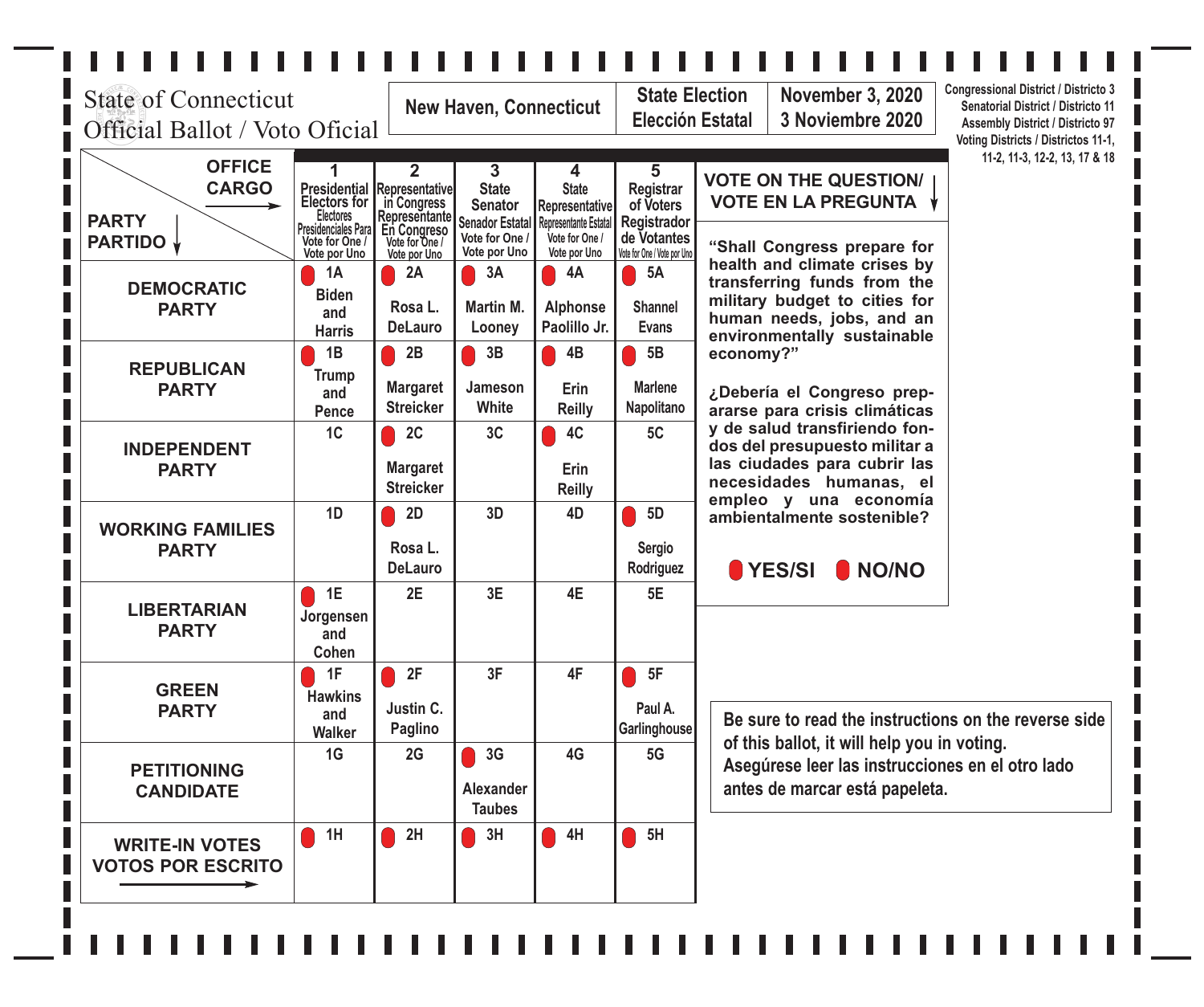State of Connecticut
Official Ballot / Voto Oficial

| New Haven, Connecticut | State Election / Elección Estatal | November 3, 2020 / 3 Noviembre 2020 |
|---|---|---|

Congressional District / Districto 3
Senatorial District / Districto 11
Assembly District / Districto 97
Voting Districts / Districtos 11-1, 11-2, 11-3, 12-2, 13, 17 & 18

| OFFICE / CARGO → PARTY / PARTIDO ↓ | 1 Presidential Electors for / Electores Presidenciales Para / Vote for One / Vote por Uno | 2 Representative in Congress / Representante En Congreso / Vote for One / Vote por Uno | 3 State Senator / Senador Estatal / Vote for One / Vote por Uno | 4 State Representative / Representante Estatal / Vote for One / Vote por Uno | 5 Registrar of Voters / Registrador de Votantes / Vote for One / Vote por Uno |
|---|---|---|---|---|---|
| DEMOCRATIC PARTY | 1A Biden and Harris | 2A Rosa L. DeLauro | 3A Martin M. Looney | 4A Alphonse Paolillo Jr. | 5A Shannel Evans |
| REPUBLICAN PARTY | 1B Trump and Pence | 2B Margaret Streicker | 3B Jameson White | 4B Erin Reilly | 5B Marlene Napolitano |
| INDEPENDENT PARTY | 1C | 2C Margaret Streicker | 3C | 4C Erin Reilly | 5C |
| WORKING FAMILIES PARTY | 1D | 2D Rosa L. DeLauro | 3D | 4D | 5D Sergio Rodriguez |
| LIBERTARIAN PARTY | 1E Jorgensen and Cohen | 2E | 3E | 4E | 5E |
| GREEN PARTY | 1F Hawkins and Walker | 2F Justin C. Paglino | 3F | 4F | 5F Paul A. Garlinghouse |
| PETITIONING CANDIDATE | 1G | 2G | 3G Alexander Taubes | 4G | 5G |
| WRITE-IN VOTES / VOTOS POR ESCRITO → | 1H | 2H | 3H | 4H | 5H |

**VOTE ON THE QUESTION/ VOTE EN LA PREGUNTA**

**"Shall Congress prepare for health and climate crises by transferring funds from the military budget to cities for human needs, jobs, and an environmentally sustainable economy?"**

**¿Debería el Congreso prepararse para crisis climáticas y de salud transfiriendo fondos del presupuesto militar a las ciudades para cubrir las necesidades humanas, el empleo y una economía ambientalmente sostenible?**

**YES/SI** **NO/NO**

**Be sure to read the instructions on the reverse side of this ballot, it will help you in voting.**
**Asegúrese leer las instrucciones en el otro lado antes de marcar está papeleta.**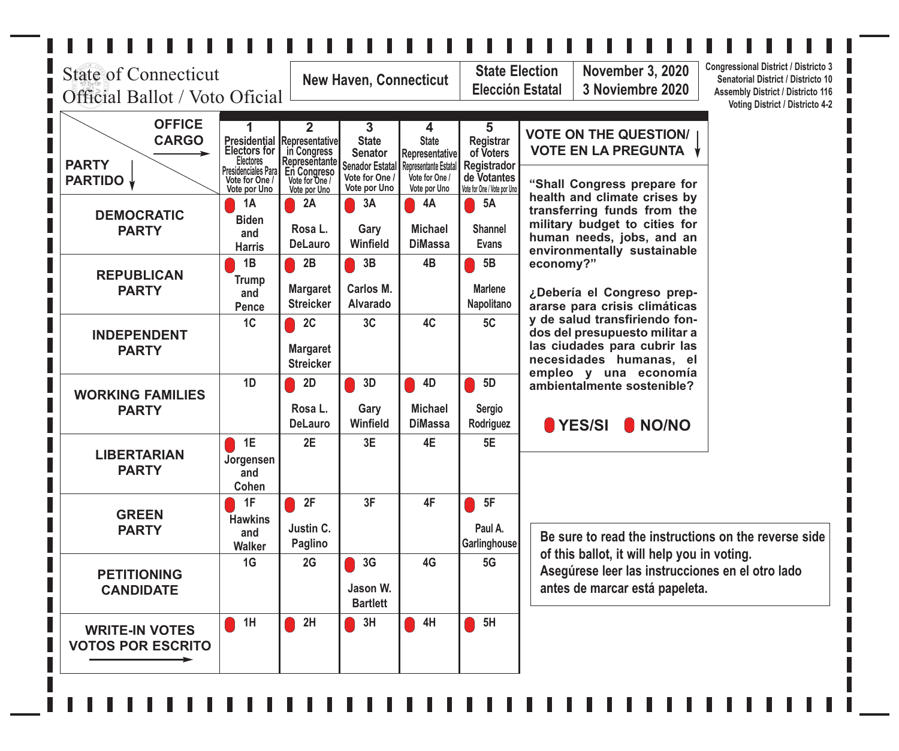State of Connecticut
Official Ballot / Voto Oficial

**New Haven, Connecticut**

**State Election / Elección Estatal**

**November 3, 2020 / 3 Noviembre 2020**

Congressional District / Districto 3
Senatorial District / Districto 10
Assembly District / Districto 116
Voting District / Districto 4-2

| OFFICE / CARGO → PARTY / PARTIDO ↓ | 1 Presidential Electors for / Electores Presidenciales Para / Vote for One / Vote por Uno | 2 Representative in Congress / Representante En Congreso / Vote for One / Vote por Uno | 3 State Senator / Senador Estatal / Vote for One / Vote por Uno | 4 State Representative / Representante Estatal / Vote for One / Vote por Uno | 5 Registrar of Voters / Registrador de Votantes / Vote for One / Vote por Uno |
|---|---|---|---|---|---|
| **DEMOCRATIC PARTY** | 1A Biden and Harris | 2A Rosa L. DeLauro | 3A Gary Winfield | 4A Michael DiMassa | 5A Shannel Evans |
| **REPUBLICAN PARTY** | 1B Trump and Pence | 2B Margaret Streicker | 3B Carlos M. Alvarado | 4B | 5B Marlene Napolitano |
| **INDEPENDENT PARTY** | 1C | 2C Margaret Streicker | 3C | 4C | 5C |
| **WORKING FAMILIES PARTY** | 1D | 2D Rosa L. DeLauro | 3D Gary Winfield | 4D Michael DiMassa | 5D Sergio Rodriguez |
| **LIBERTARIAN PARTY** | 1E Jorgensen and Cohen | 2E | 3E | 4E | 5E |
| **GREEN PARTY** | 1F Hawkins and Walker | 2F Justin C. Paglino | 3F | 4F | 5F Paul A. Garlinghouse |
| **PETITIONING CANDIDATE** | 1G | 2G | 3G Jason W. Bartlett | 4G | 5G |
| **WRITE-IN VOTES / VOTOS POR ESCRITO** → | 1H | 2H | 3H | 4H | 5H |

**VOTE ON THE QUESTION/ VOTE EN LA PREGUNTA**

**"Shall Congress prepare for health and climate crises by transferring funds from the military budget to cities for human needs, jobs, and an environmentally sustainable economy?"**

**¿Debería el Congreso prepararse para crisis climáticas y de salud transfiriendo fondos del presupuesto militar a las ciudades para cubrir las necesidades humanas, el empleo y una economía ambientalmente sostenible?**

**YES/SI** **NO/NO**

**Be sure to read the instructions on the reverse side of this ballot, it will help you in voting.**
**Asegúrese leer las instrucciones en el otro lado antes de marcar está papeleta.**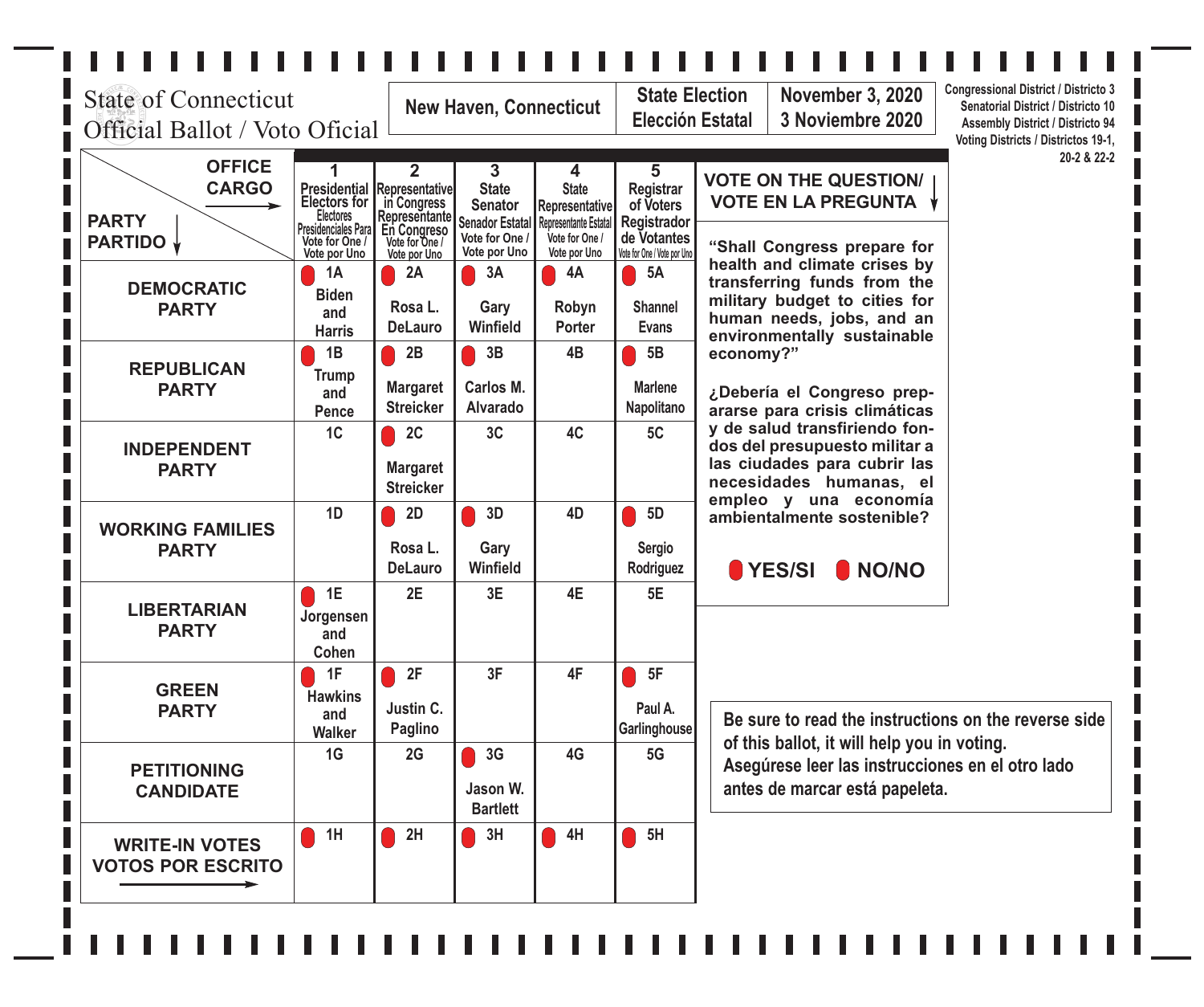State of Connecticut
Official Ballot / Voto Oficial

| New Haven, Connecticut | State Election<br>Elección Estatal | November 3, 2020<br>3 Noviembre 2020 |
|---|---|---|

Congressional District / Districto 3
Senatorial District / Districto 10
Assembly District / Districto 94
Voting Districts / Districtos 19-1, 20-2 & 22-2

| OFFICE / CARGO → <br> PARTY / PARTIDO ↓ | 1<br>Presidential Electors for<br>Electores Presidenciales Para<br>Vote for One / Vote por Uno | 2<br>Representative in Congress<br>Representante En Congreso<br>Vote for One / Vote por Uno | 3<br>State Senator<br>Senador Estatal<br>Vote for One / Vote por Uno | 4<br>State Representative<br>Representante Estatal<br>Vote for One / Vote por Uno | 5<br>Registrar of Voters<br>Registrador de Votantes<br>Vote for One / Vote por Uno |
|---|---|---|---|---|---|
| DEMOCRATIC PARTY | 1A<br>Biden and Harris | 2A<br>Rosa L. DeLauro | 3A<br>Gary Winfield | 4A<br>Robyn Porter | 5A<br>Shannel Evans |
| REPUBLICAN PARTY | 1B<br>Trump and Pence | 2B<br>Margaret Streicker | 3B<br>Carlos M. Alvarado | 4B | 5B<br>Marlene Napolitano |
| INDEPENDENT PARTY | 1C | 2C<br>Margaret Streicker | 3C | 4C | 5C |
| WORKING FAMILIES PARTY | 1D | 2D<br>Rosa L. DeLauro | 3D<br>Gary Winfield | 4D | 5D<br>Sergio Rodriguez |
| LIBERTARIAN PARTY | 1E<br>Jorgensen and Cohen | 2E | 3E | 4E | 5E |
| GREEN PARTY | 1F<br>Hawkins and Walker | 2F<br>Justin C. Paglino | 3F | 4F | 5F<br>Paul A. Garlinghouse |
| PETITIONING CANDIDATE | 1G | 2G | 3G<br>Jason W. Bartlett | 4G | 5G |
| WRITE-IN VOTES / VOTOS POR ESCRITO → | 1H | 2H | 3H | 4H | 5H |

**VOTE ON THE QUESTION/ VOTE EN LA PREGUNTA**

**"Shall Congress prepare for health and climate crises by transferring funds from the military budget to cities for human needs, jobs, and an environmentally sustainable economy?"**

**¿Debería el Congreso prepararse para crisis climáticas y de salud transfiriendo fondos del presupuesto militar a las ciudades para cubrir las necesidades humanas, el empleo y una economía ambientalmente sostenible?**

**YES/SI** **NO/NO**

Be sure to read the instructions on the reverse side of this ballot, it will help you in voting.
Asegúrese leer las instrucciones en el otro lado antes de marcar está papeleta.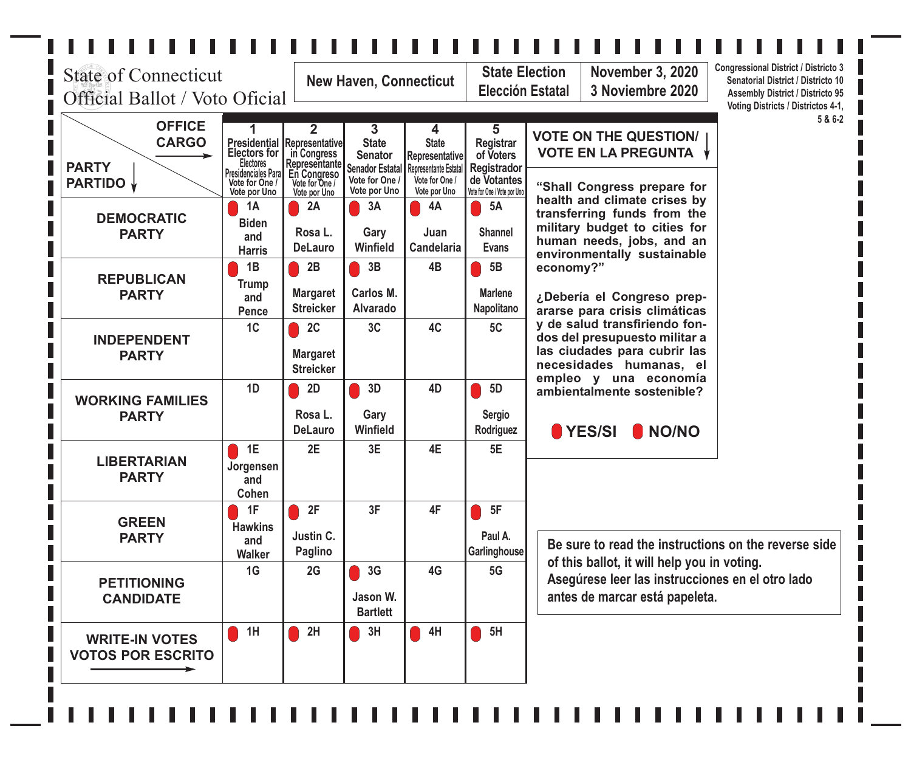State of Connecticut
Official Ballot / Voto Oficial

**New Haven, Connecticut** | **State Election / Elección Estatal** | **November 3, 2020 / 3 Noviembre 2020**

Congressional District / Districto 3
Senatorial District / Districto 10
Assembly District / Districto 95
Voting Districts / Districtos 4-1, 5 & 6-2

| OFFICE / CARGO → PARTY / PARTIDO ↓ | 1 Presidential Electors for / Electores Presidenciales Para / Vote for One / Vote por Uno | 2 Representative in Congress / Representante En Congreso / Vote for One / Vote por Uno | 3 State Senator / Senador Estatal / Vote for One / Vote por Uno | 4 State Representative / Representante Estatal / Vote for One / Vote por Uno | 5 Registrar of Voters / Registrador de Votantes / Vote for One / Vote por Uno |
|---|---|---|---|---|---|
| DEMOCRATIC PARTY | 1A Biden and Harris | 2A Rosa L. DeLauro | 3A Gary Winfield | 4A Juan Candelaria | 5A Shannel Evans |
| REPUBLICAN PARTY | 1B Trump and Pence | 2B Margaret Streicker | 3B Carlos M. Alvarado | 4B | 5B Marlene Napolitano |
| INDEPENDENT PARTY | 1C | 2C Margaret Streicker | 3C | 4C | 5C |
| WORKING FAMILIES PARTY | 1D | 2D Rosa L. DeLauro | 3D Gary Winfield | 4D | 5D Sergio Rodriguez |
| LIBERTARIAN PARTY | 1E Jorgensen and Cohen | 2E | 3E | 4E | 5E |
| GREEN PARTY | 1F Hawkins and Walker | 2F Justin C. Paglino | 3F | 4F | 5F Paul A. Garlinghouse |
| PETITIONING CANDIDATE | 1G | 2G | 3G Jason W. Bartlett | 4G | 5G |
| WRITE-IN VOTES / VOTOS POR ESCRITO → | 1H | 2H | 3H | 4H | 5H |

**VOTE ON THE QUESTION/ VOTE EN LA PREGUNTA**

**"Shall Congress prepare for health and climate crises by transferring funds from the military budget to cities for human needs, jobs, and an environmentally sustainable economy?"**

**¿Debería el Congreso prepararse para crisis climáticas y de salud transfiriendo fondos del presupuesto militar a las ciudades para cubrir las necesidades humanas, el empleo y una economía ambientalmente sostenible?**

**YES/SI** **NO/NO**

**Be sure to read the instructions on the reverse side of this ballot, it will help you in voting.**
**Asegúrese leer las instrucciones en el otro lado antes de marcar está papeleta.**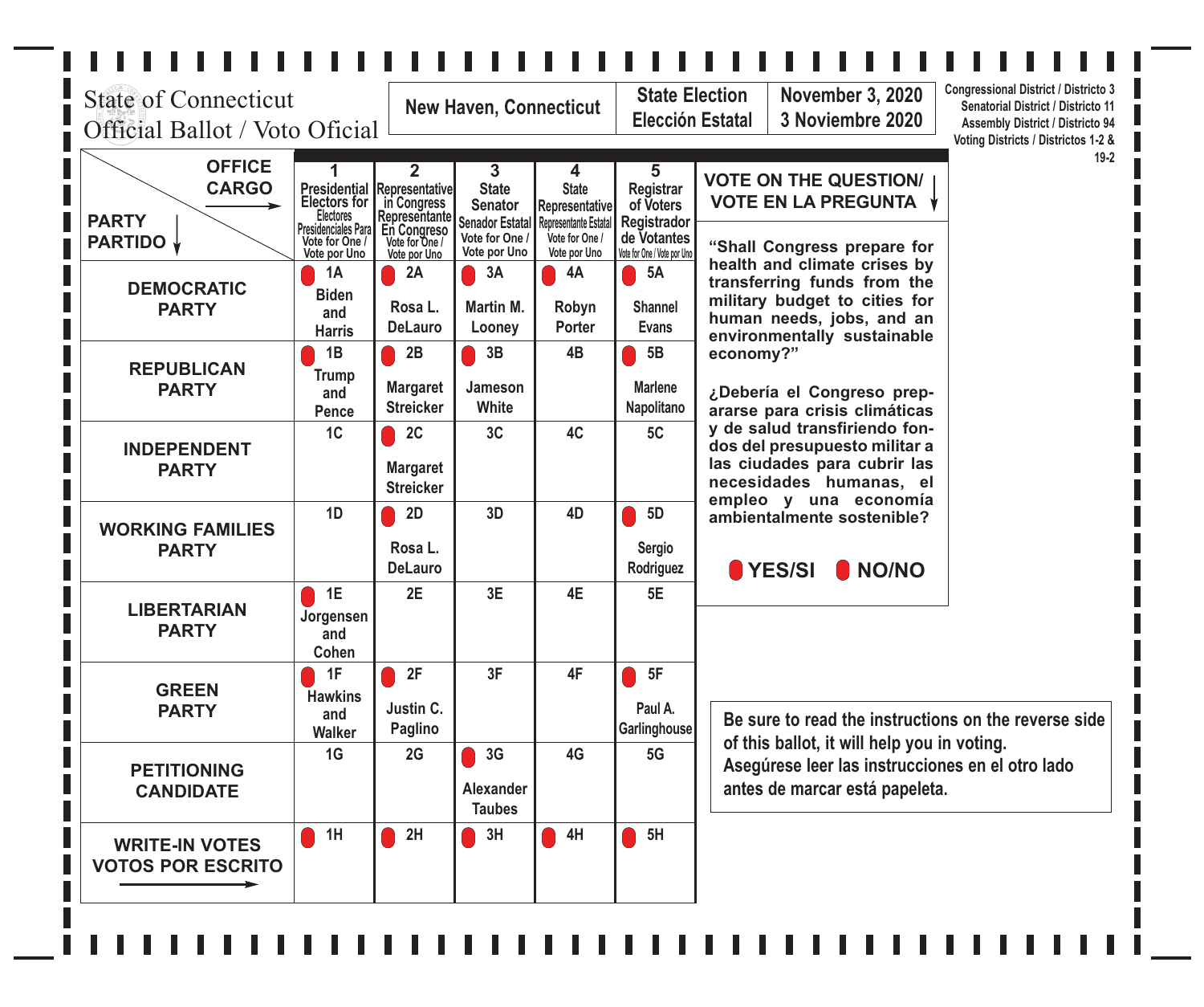State of Connecticut
Official Ballot / Voto Oficial

| New Haven, Connecticut | State Election / Elección Estatal | November 3, 2020 / 3 Noviembre 2020 |
|---|---|---|

Congressional District / Districto 3
Senatorial District / Districto 11
Assembly District / Districto 94
Voting Districts / Districtos 1-2 & 19-2

| OFFICE / CARGO → PARTY / PARTIDO ↓ | 1 Presidential Electors for / Electores Presidenciales Para — Vote for One / Vote por Uno | 2 Representative in Congress / Representante En Congreso — Vote for One / Vote por Uno | 3 State Senator / Senador Estatal — Vote for One / Vote por Uno | 4 State Representative / Representante Estatal — Vote for One / Vote por Uno | 5 Registrar of Voters / Registrador de Votantes — Vote for One / Vote por Uno |
|---|---|---|---|---|---|
| DEMOCRATIC PARTY | 1A Biden and Harris | 2A Rosa L. DeLauro | 3A Martin M. Looney | 4A Robyn Porter | 5A Shannel Evans |
| REPUBLICAN PARTY | 1B Trump and Pence | 2B Margaret Streicker | 3B Jameson White | 4B | 5B Marlene Napolitano |
| INDEPENDENT PARTY | 1C | 2C Margaret Streicker | 3C | 4C | 5C |
| WORKING FAMILIES PARTY | 1D | 2D Rosa L. DeLauro | 3D | 4D | 5D Sergio Rodriguez |
| LIBERTARIAN PARTY | 1E Jorgensen and Cohen | 2E | 3E | 4E | 5E |
| GREEN PARTY | 1F Hawkins and Walker | 2F Justin C. Paglino | 3F | 4F | 5F Paul A. Garlinghouse |
| PETITIONING CANDIDATE | 1G | 2G | 3G Alexander Taubes | 4G | 5G |
| WRITE-IN VOTES / VOTOS POR ESCRITO → | 1H | 2H | 3H | 4H | 5H |

**VOTE ON THE QUESTION/ VOTE EN LA PREGUNTA**

**"Shall Congress prepare for health and climate crises by transferring funds from the military budget to cities for human needs, jobs, and an environmentally sustainable economy?"**

**¿Debería el Congreso prepararse para crisis climáticas y de salud transfiriendo fondos del presupuesto militar a las ciudades para cubrir las necesidades humanas, el empleo y una economía ambientalmente sostenible?**

**YES/SI** **NO/NO**

Be sure to read the instructions on the reverse side of this ballot, it will help you in voting.
Asegúrese leer las instrucciones en el otro lado antes de marcar está papeleta.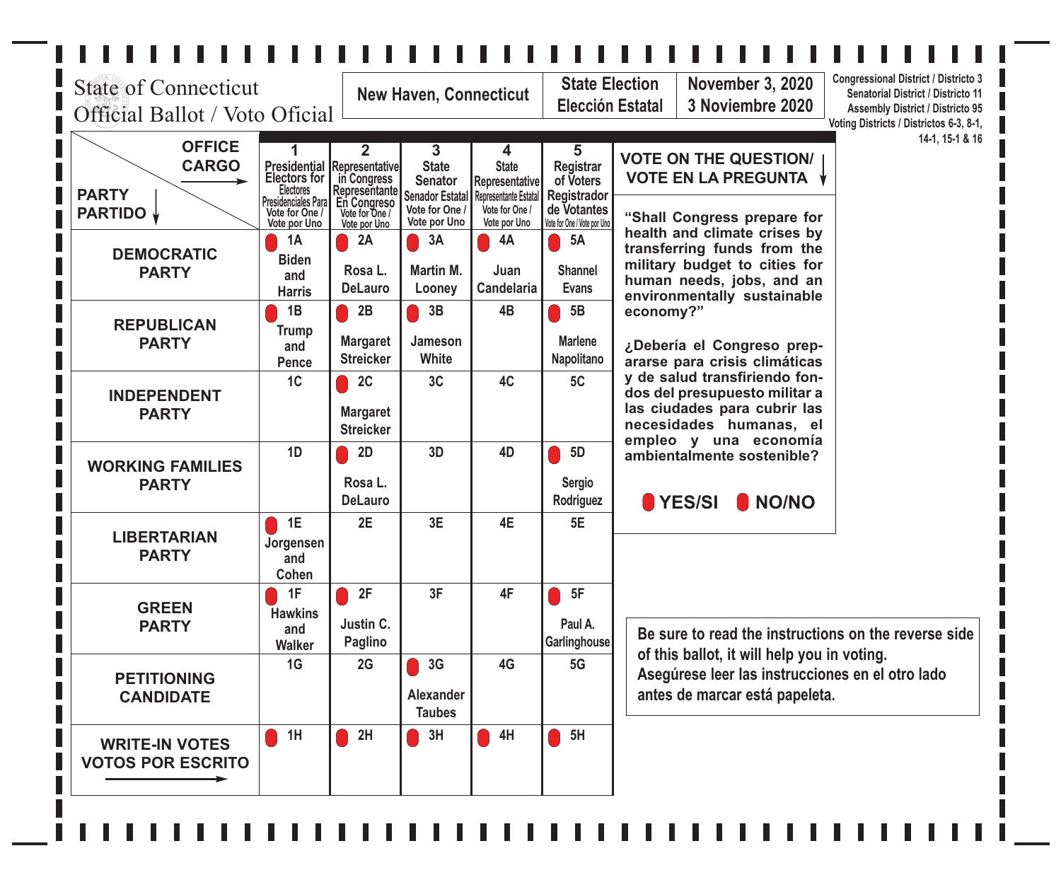State of Connecticut
Official Ballot / Voto Oficial

| New Haven, Connecticut | State Election / Elección Estatal | November 3, 2020 / 3 Noviembre 2020 |
|---|---|---|

Congressional District / Districto 3
Senatorial District / Districto 11
Assembly District / Districto 95
Voting Districts / Districtos 6-3, 8-1, 14-1, 15-1 & 16

| OFFICE / CARGO → PARTY / PARTIDO ↓ | 1 Presidential Electors for / Electores Presidenciales Para / Vote for One / Vote por Uno | 2 Representative in Congress / Representante En Congreso / Vote for One / Vote por Uno | 3 State Senator / Senador Estatal / Vote for One / Vote por Uno | 4 State Representative / Representante Estatal / Vote for One / Vote por Uno | 5 Registrar of Voters / Registrador de Votantes / Vote for One / Vote por Uno |
|---|---|---|---|---|---|
| DEMOCRATIC PARTY | 1A Biden and Harris | 2A Rosa L. DeLauro | 3A Martin M. Looney | 4A Juan Candelaria | 5A Shannel Evans |
| REPUBLICAN PARTY | 1B Trump and Pence | 2B Margaret Streicker | 3B Jameson White | 4B | 5B Marlene Napolitano |
| INDEPENDENT PARTY | 1C | 2C Margaret Streicker | 3C | 4C | 5C |
| WORKING FAMILIES PARTY | 1D | 2D Rosa L. DeLauro | 3D | 4D | 5D Sergio Rodriguez |
| LIBERTARIAN PARTY | 1E Jorgensen and Cohen | 2E | 3E | 4E | 5E |
| GREEN PARTY | 1F Hawkins and Walker | 2F Justin C. Paglino | 3F | 4F | 5F Paul A. Garlinghouse |
| PETITIONING CANDIDATE | 1G | 2G | 3G Alexander Taubes | 4G | 5G |
| WRITE-IN VOTES / VOTOS POR ESCRITO → | 1H | 2H | 3H | 4H | 5H |

**VOTE ON THE QUESTION/ VOTE EN LA PREGUNTA**

**"Shall Congress prepare for health and climate crises by transferring funds from the military budget to cities for human needs, jobs, and an environmentally sustainable economy?"**

**¿Debería el Congreso prepararse para crisis climáticas y de salud transfiriendo fondos del presupuesto militar a las ciudades para cubrir las necesidades humanas, el empleo y una economía ambientalmente sostenible?**

**YES/SI** **NO/NO**

**Be sure to read the instructions on the reverse side of this ballot, it will help you in voting.**
**Asegúrese leer las instrucciones en el otro lado antes de marcar está papeleta.**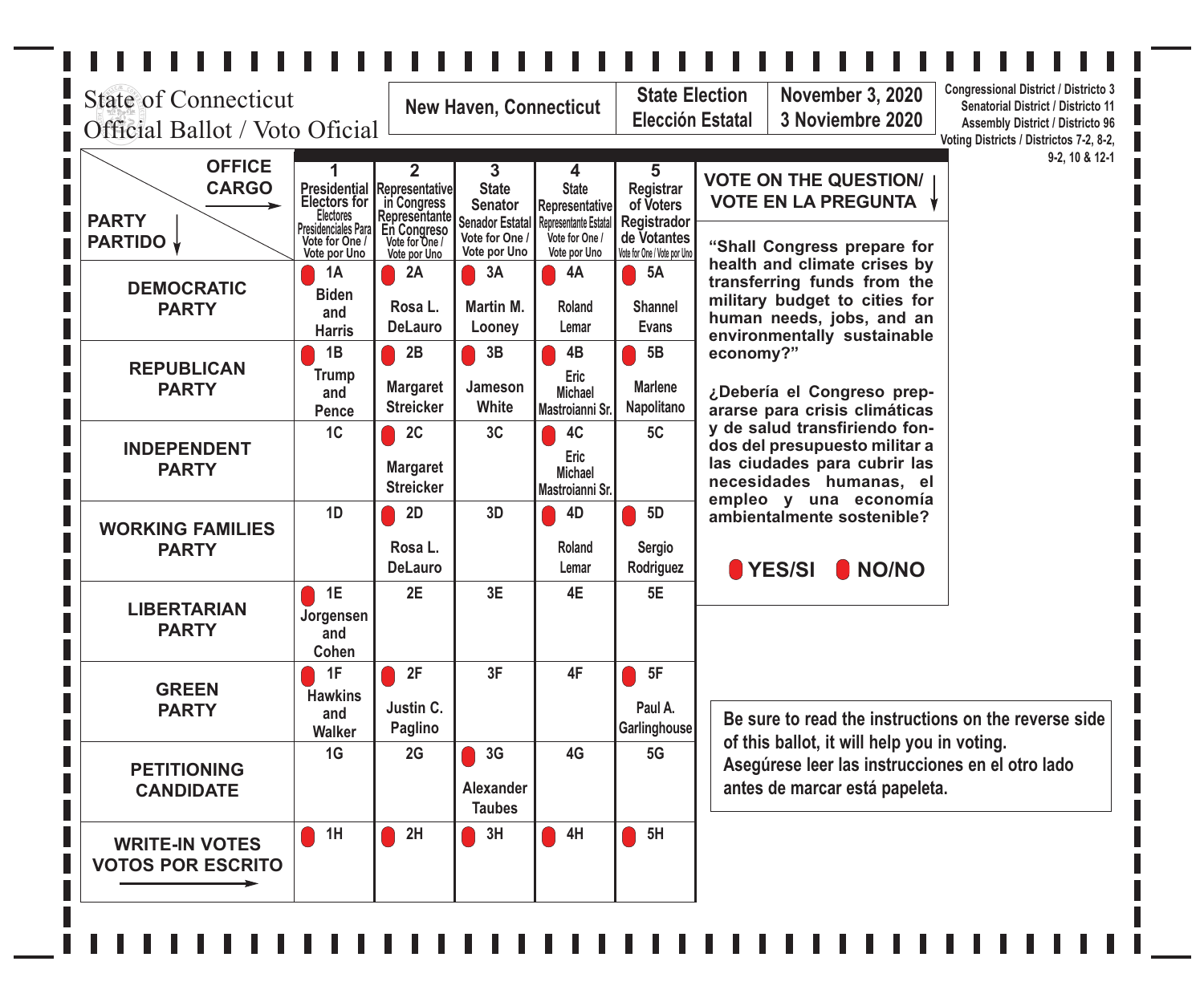State of Connecticut
Official Ballot / Voto Oficial

| New Haven, Connecticut | State Election / Elección Estatal | November 3, 2020 / 3 Noviembre 2020 |
|---|---|---|

Congressional District / Districto 3
Senatorial District / Districto 11
Assembly District / Districto 96
Voting Districts / Districtos 7-2, 8-2, 9-2, 10 & 12-1

| OFFICE / CARGO → PARTY / PARTIDO ↓ | 1 Presidential Electors for / Electores Presidenciales Para / Vote for One / Vote por Uno | 2 Representative in Congress / Representante En Congreso / Vote for One / Vote por Uno | 3 State Senator / Senador Estatal / Vote for One / Vote por Uno | 4 State Representative / Representante Estatal / Vote for One / Vote por Uno | 5 Registrar of Voters / Registrador de Votantes / Vote for One / Vote por Uno |
|---|---|---|---|---|---|
| DEMOCRATIC PARTY | 1A Biden and Harris | 2A Rosa L. DeLauro | 3A Martin M. Looney | 4A Roland Lemar | 5A Shannel Evans |
| REPUBLICAN PARTY | 1B Trump and Pence | 2B Margaret Streicker | 3B Jameson White | 4B Eric Michael Mastroianni Sr. | 5B Marlene Napolitano |
| INDEPENDENT PARTY | 1C | 2C Margaret Streicker | 3C | 4C Eric Michael Mastroianni Sr. | 5C |
| WORKING FAMILIES PARTY | 1D | 2D Rosa L. DeLauro | 3D | 4D Roland Lemar | 5D Sergio Rodriguez |
| LIBERTARIAN PARTY | 1E Jorgensen and Cohen | 2E | 3E | 4E | 5E |
| GREEN PARTY | 1F Hawkins and Walker | 2F Justin C. Paglino | 3F | 4F | 5F Paul A. Garlinghouse |
| PETITIONING CANDIDATE | 1G | 2G | 3G Alexander Taubes | 4G | 5G |
| WRITE-IN VOTES / VOTOS POR ESCRITO → | 1H | 2H | 3H | 4H | 5H |

**VOTE ON THE QUESTION/ VOTE EN LA PREGUNTA**

**"Shall Congress prepare for health and climate crises by transferring funds from the military budget to cities for human needs, jobs, and an environmentally sustainable economy?"**

**¿Debería el Congreso prepararse para crisis climáticas y de salud transfiriendo fondos del presupuesto militar a las ciudades para cubrir las necesidades humanas, el empleo y una economía ambientalmente sostenible?**

**YES/SI** **NO/NO**

**Be sure to read the instructions on the reverse side of this ballot, it will help you in voting.**
**Asegúrese leer las instrucciones en el otro lado antes de marcar está papeleta.**